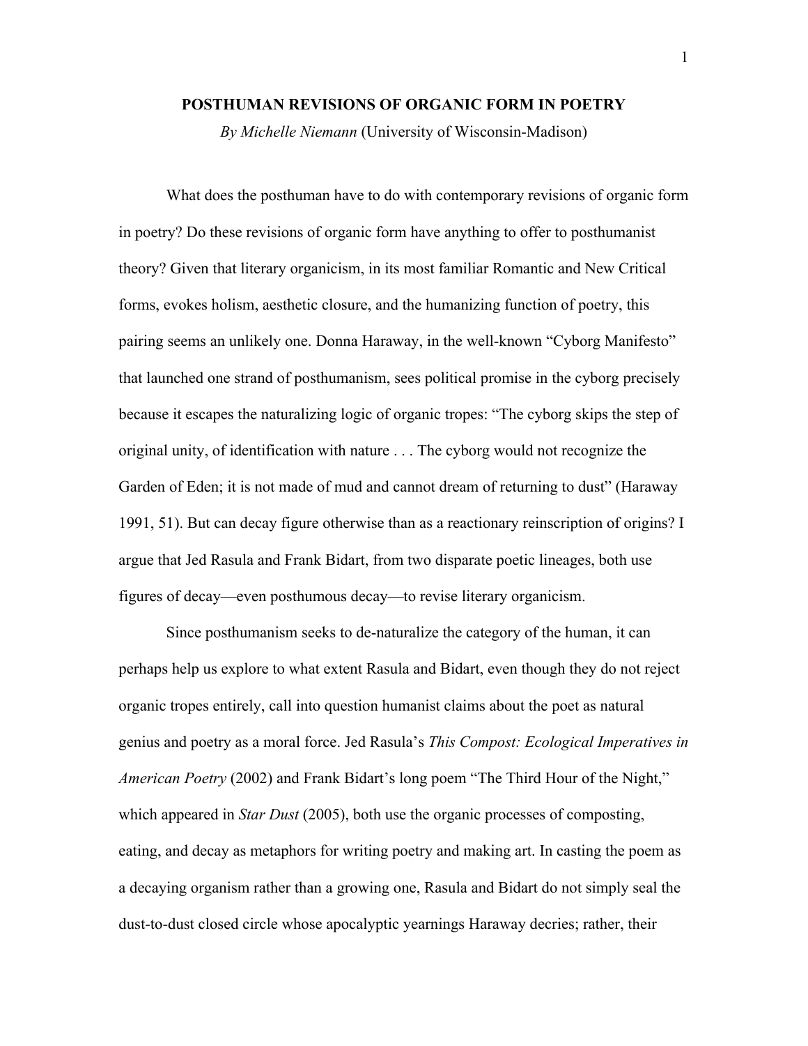# POSTHUMAN REVISIONS OF ORGANIC FORM IN POETRY

*By Michelle Niemann* (University of Wisconsin-Madison)

What does the posthuman have to do with contemporary revisions of organic form in poetry? Do these revisions of organic form have anything to offer to posthumanist theory? Given that literary organicism, in its most familiar Romantic and New Critical forms, evokes holism, aesthetic closure, and the humanizing function of poetry, this pairing seems an unlikely one. Donna Haraway, in the well-known "Cyborg Manifesto" that launched one strand of posthumanism, sees political promise in the cyborg precisely because it escapes the naturalizing logic of organic tropes: "The cyborg skips the step of original unity, of identification with nature . . . The cyborg would not recognize the Garden of Eden; it is not made of mud and cannot dream of returning to dust" (Haraway 1991, 51). But can decay figure otherwise than as a reactionary reinscription of origins? I argue that Jed Rasula and Frank Bidart, from two disparate poetic lineages, both use figures of decay—even posthumous decay—to revise literary organicism.

Since posthumanism seeks to de-naturalize the category of the human, it can perhaps help us explore to what extent Rasula and Bidart, even though they do not reject organic tropes entirely, call into question humanist claims about the poet as natural genius and poetry as a moral force. Jed Rasula's *This Compost: Ecological Imperatives in American Poetry* (2002) and Frank Bidart's long poem "The Third Hour of the Night," which appeared in *Star Dust* (2005), both use the organic processes of composting, eating, and decay as metaphors for writing poetry and making art. In casting the poem as a decaying organism rather than a growing one, Rasula and Bidart do not simply seal the dust-to-dust closed circle whose apocalyptic yearnings Haraway decries; rather, their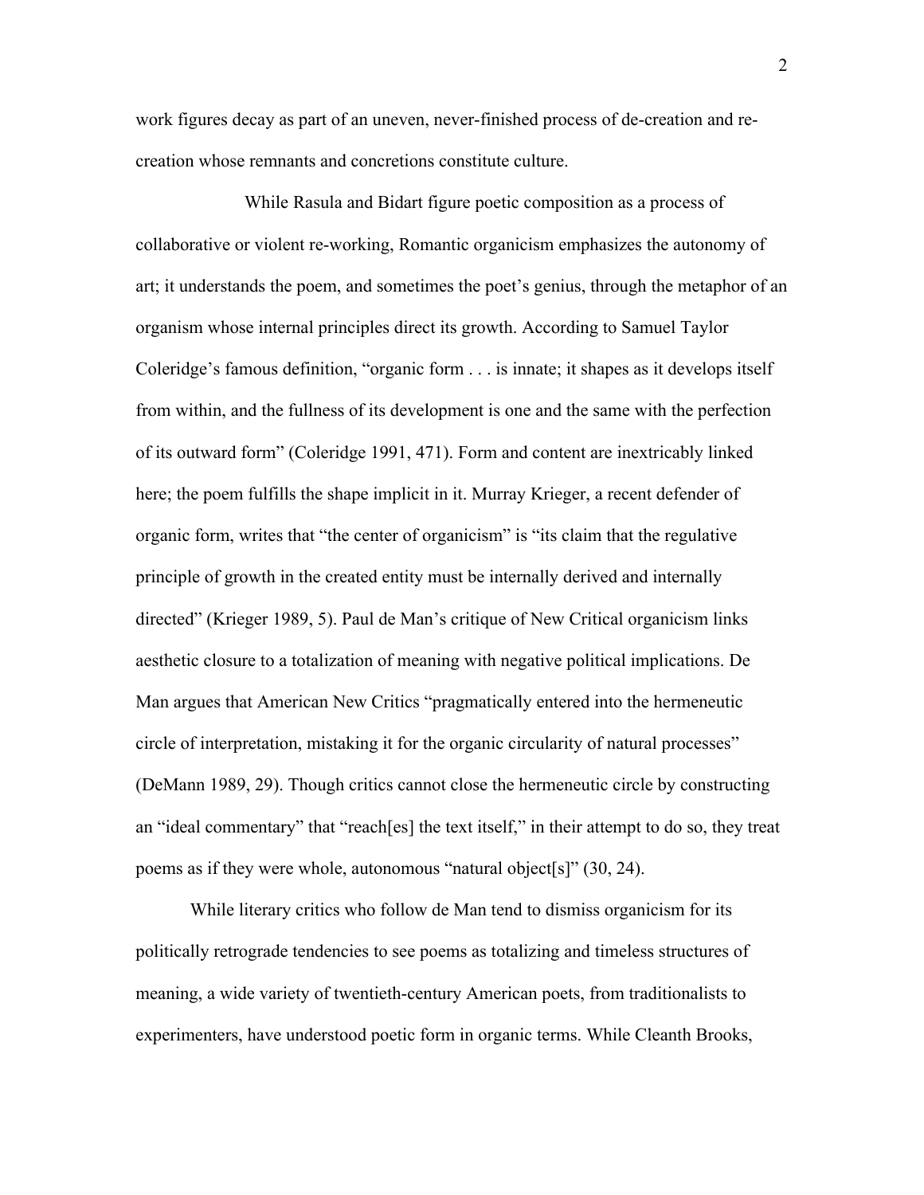work figures decay as part of an uneven, never-finished process of de-creation and re-creation whose remnants and concretions constitute culture.

While Rasula and Bidart figure poetic composition as a process of collaborative or violent re-working, Romantic organicism emphasizes the autonomy of art; it understands the poem, and sometimes the poet's genius, through the metaphor of an organism whose internal principles direct its growth. According to Samuel Taylor Coleridge's famous definition, "organic form . . . is innate; it shapes as it develops itself from within, and the fullness of its development is one and the same with the perfection of its outward form" (Coleridge 1991, 471). Form and content are inextricably linked here; the poem fulfills the shape implicit in it. Murray Krieger, a recent defender of organic form, writes that "the center of organicism" is "its claim that the regulative principle of growth in the created entity must be internally derived and internally directed" (Krieger 1989, 5). Paul de Man's critique of New Critical organicism links aesthetic closure to a totalization of meaning with negative political implications. De Man argues that American New Critics "pragmatically entered into the hermeneutic circle of interpretation, mistaking it for the organic circularity of natural processes" (DeMann 1989, 29). Though critics cannot close the hermeneutic circle by constructing an "ideal commentary" that "reach[es] the text itself," in their attempt to do so, they treat poems as if they were whole, autonomous "natural object[s]" (30, 24).

While literary critics who follow de Man tend to dismiss organicism for its politically retrograde tendencies to see poems as totalizing and timeless structures of meaning, a wide variety of twentieth-century American poets, from traditionalists to experimenters, have understood poetic form in organic terms. While Cleanth Brooks,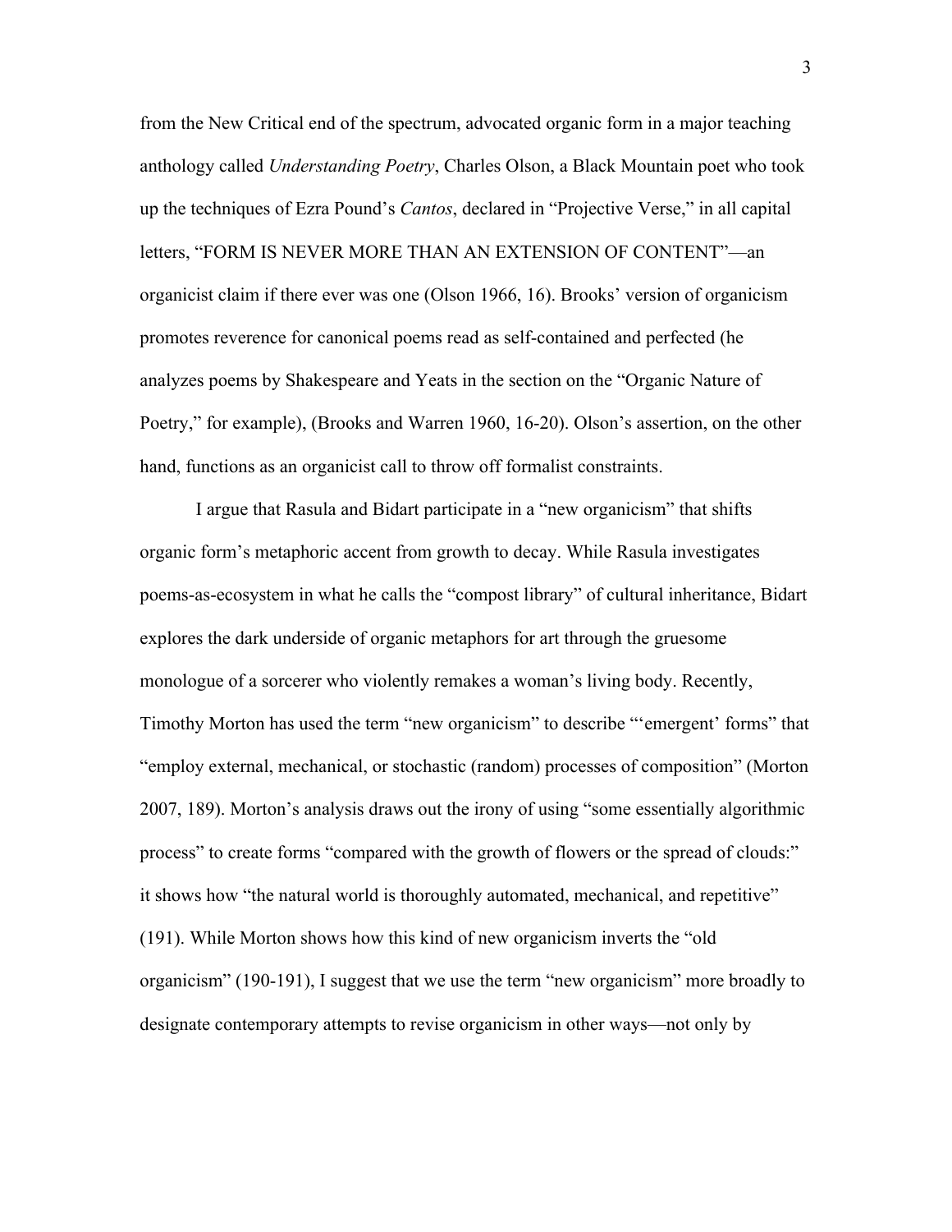from the New Critical end of the spectrum, advocated organic form in a major teaching anthology called *Understanding Poetry*, Charles Olson, a Black Mountain poet who took up the techniques of Ezra Pound's *Cantos*, declared in "Projective Verse," in all capital letters, "FORM IS NEVER MORE THAN AN EXTENSION OF CONTENT"—an organicist claim if there ever was one (Olson 1966, 16). Brooks' version of organicism promotes reverence for canonical poems read as self-contained and perfected (he analyzes poems by Shakespeare and Yeats in the section on the "Organic Nature of Poetry," for example), (Brooks and Warren 1960, 16-20). Olson's assertion, on the other hand, functions as an organicist call to throw off formalist constraints.

I argue that Rasula and Bidart participate in a "new organicism" that shifts organic form's metaphoric accent from growth to decay. While Rasula investigates poems-as-ecosystem in what he calls the "compost library" of cultural inheritance, Bidart explores the dark underside of organic metaphors for art through the gruesome monologue of a sorcerer who violently remakes a woman's living body. Recently, Timothy Morton has used the term "new organicism" to describe "'emergent' forms" that "employ external, mechanical, or stochastic (random) processes of composition" (Morton 2007, 189). Morton's analysis draws out the irony of using "some essentially algorithmic process" to create forms "compared with the growth of flowers or the spread of clouds:" it shows how "the natural world is thoroughly automated, mechanical, and repetitive" (191). While Morton shows how this kind of new organicism inverts the "old organicism" (190-191), I suggest that we use the term "new organicism" more broadly to designate contemporary attempts to revise organicism in other ways—not only by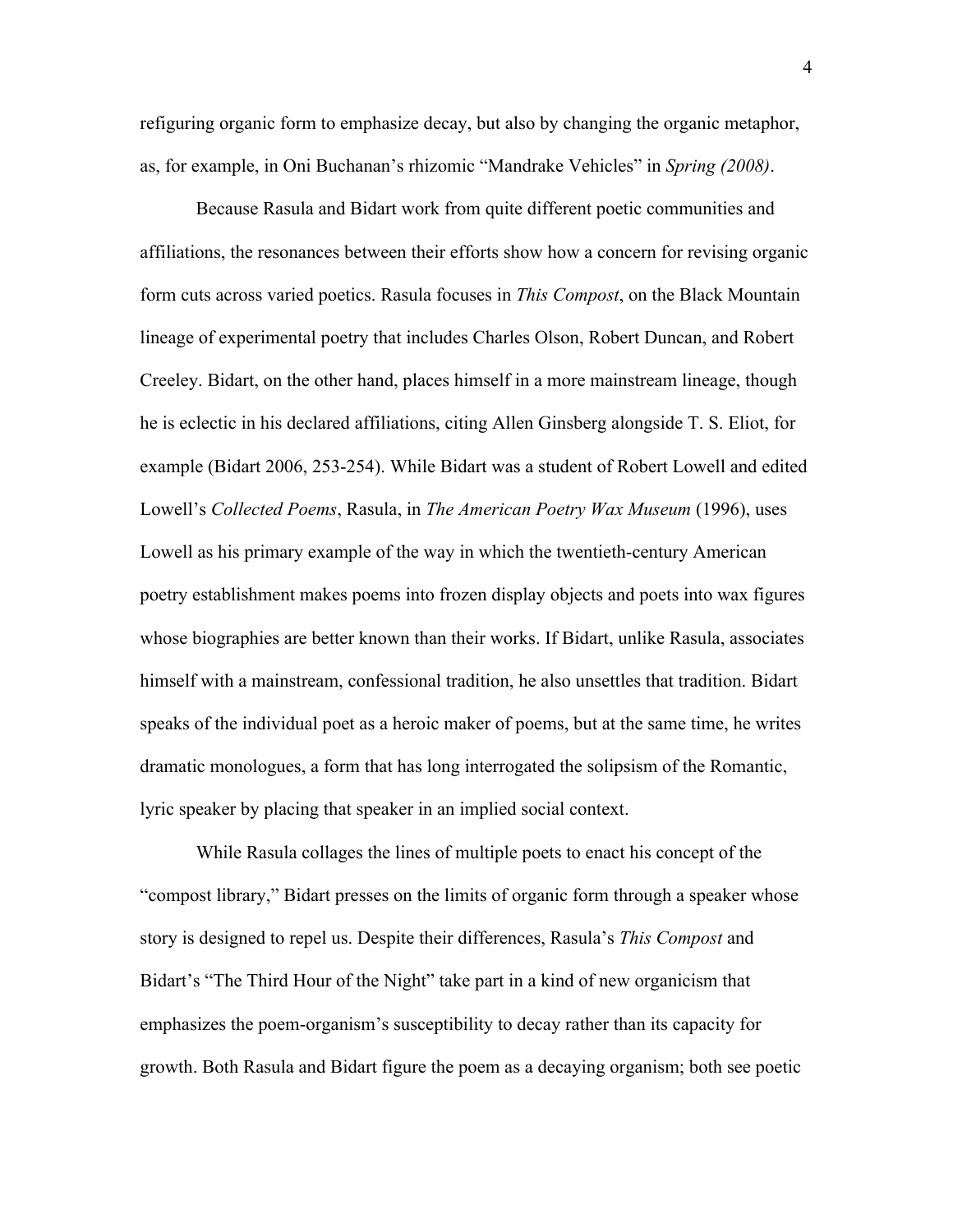refiguring organic form to emphasize decay, but also by changing the organic metaphor, as, for example, in Oni Buchanan's rhizomic "Mandrake Vehicles" in *Spring (2008)*.

Because Rasula and Bidart work from quite different poetic communities and affiliations, the resonances between their efforts show how a concern for revising organic form cuts across varied poetics. Rasula focuses in *This Compost*, on the Black Mountain lineage of experimental poetry that includes Charles Olson, Robert Duncan, and Robert Creeley. Bidart, on the other hand, places himself in a more mainstream lineage, though he is eclectic in his declared affiliations, citing Allen Ginsberg alongside T. S. Eliot, for example (Bidart 2006, 253-254). While Bidart was a student of Robert Lowell and edited Lowell's *Collected Poems*, Rasula, in *The American Poetry Wax Museum* (1996), uses Lowell as his primary example of the way in which the twentieth-century American poetry establishment makes poems into frozen display objects and poets into wax figures whose biographies are better known than their works. If Bidart, unlike Rasula, associates himself with a mainstream, confessional tradition, he also unsettles that tradition. Bidart speaks of the individual poet as a heroic maker of poems, but at the same time, he writes dramatic monologues, a form that has long interrogated the solipsism of the Romantic, lyric speaker by placing that speaker in an implied social context.

While Rasula collages the lines of multiple poets to enact his concept of the "compost library," Bidart presses on the limits of organic form through a speaker whose story is designed to repel us. Despite their differences, Rasula's *This Compost* and Bidart's "The Third Hour of the Night" take part in a kind of new organicism that emphasizes the poem-organism's susceptibility to decay rather than its capacity for growth. Both Rasula and Bidart figure the poem as a decaying organism; both see poetic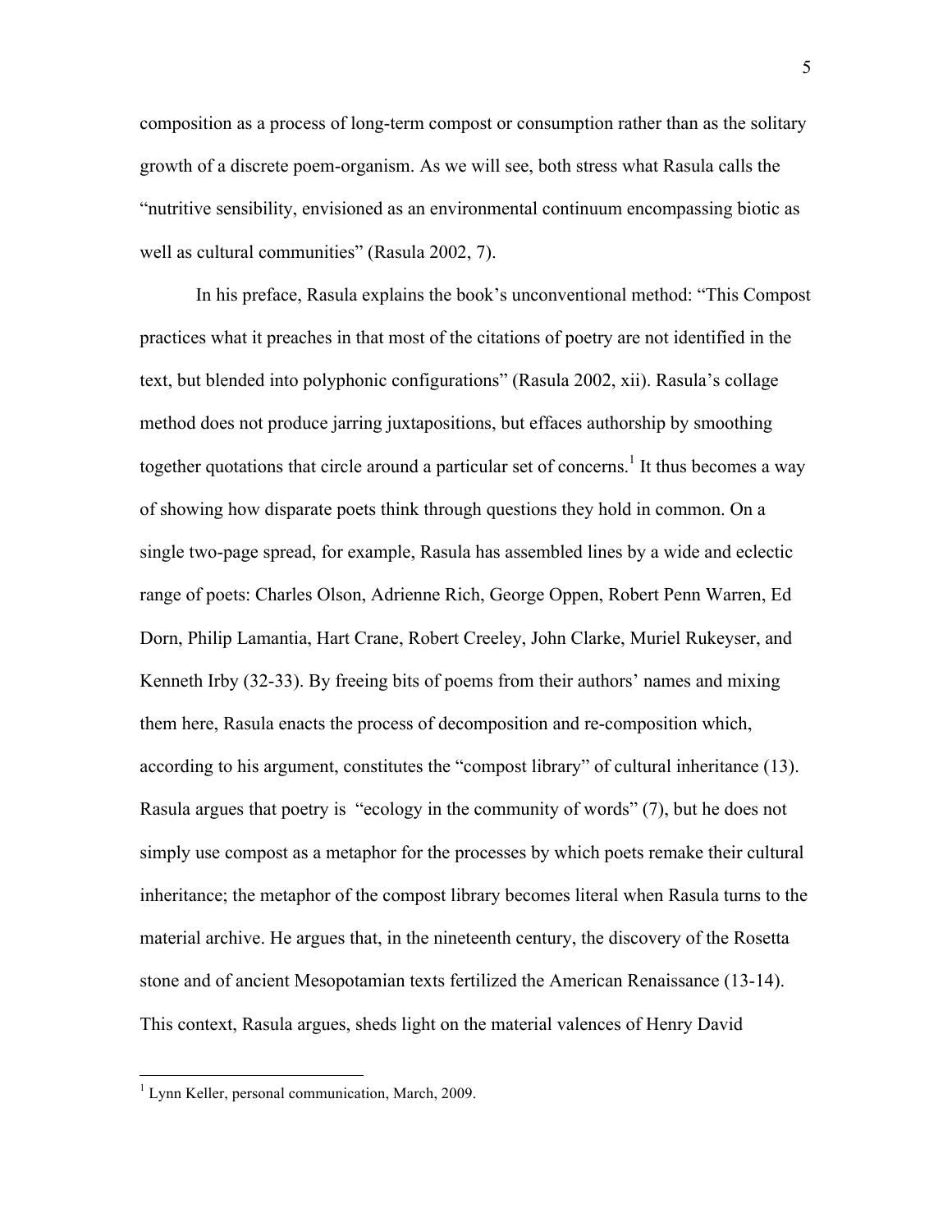composition as a process of long-term compost or consumption rather than as the solitary growth of a discrete poem-organism. As we will see, both stress what Rasula calls the "nutritive sensibility, envisioned as an environmental continuum encompassing biotic as well as cultural communities" (Rasula 2002, 7).

In his preface, Rasula explains the book's unconventional method: "This Compost practices what it preaches in that most of the citations of poetry are not identified in the text, but blended into polyphonic configurations" (Rasula 2002, xii). Rasula's collage method does not produce jarring juxtapositions, but effaces authorship by smoothing together quotations that circle around a particular set of concerns.[1] It thus becomes a way of showing how disparate poets think through questions they hold in common. On a single two-page spread, for example, Rasula has assembled lines by a wide and eclectic range of poets: Charles Olson, Adrienne Rich, George Oppen, Robert Penn Warren, Ed Dorn, Philip Lamantia, Hart Crane, Robert Creeley, John Clarke, Muriel Rukeyser, and Kenneth Irby (32-33). By freeing bits of poems from their authors' names and mixing them here, Rasula enacts the process of decomposition and re-composition which, according to his argument, constitutes the "compost library" of cultural inheritance (13). Rasula argues that poetry is "ecology in the community of words" (7), but he does not simply use compost as a metaphor for the processes by which poets remake their cultural inheritance; the metaphor of the compost library becomes literal when Rasula turns to the material archive. He argues that, in the nineteenth century, the discovery of the Rosetta stone and of ancient Mesopotamian texts fertilized the American Renaissance (13-14). This context, Rasula argues, sheds light on the material valences of Henry David

---

[1] Lynn Keller, personal communication, March, 2009.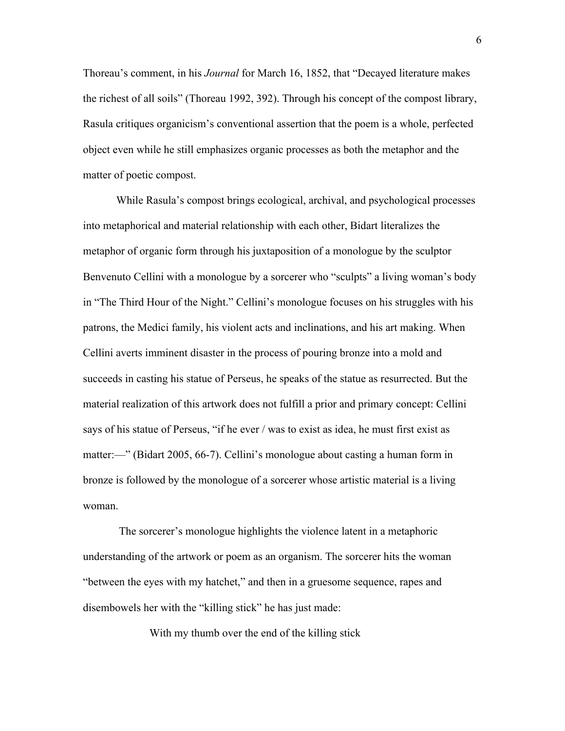Thoreau's comment, in his *Journal* for March 16, 1852, that "Decayed literature makes the richest of all soils" (Thoreau 1992, 392). Through his concept of the compost library, Rasula critiques organicism's conventional assertion that the poem is a whole, perfected object even while he still emphasizes organic processes as both the metaphor and the matter of poetic compost.

While Rasula's compost brings ecological, archival, and psychological processes into metaphorical and material relationship with each other, Bidart literalizes the metaphor of organic form through his juxtaposition of a monologue by the sculptor Benvenuto Cellini with a monologue by a sorcerer who "sculpts" a living woman's body in "The Third Hour of the Night." Cellini's monologue focuses on his struggles with his patrons, the Medici family, his violent acts and inclinations, and his art making. When Cellini averts imminent disaster in the process of pouring bronze into a mold and succeeds in casting his statue of Perseus, he speaks of the statue as resurrected. But the material realization of this artwork does not fulfill a prior and primary concept: Cellini says of his statue of Perseus, "if he ever / was to exist as idea, he must first exist as matter:—" (Bidart 2005, 66-7). Cellini's monologue about casting a human form in bronze is followed by the monologue of a sorcerer whose artistic material is a living woman.

The sorcerer's monologue highlights the violence latent in a metaphoric understanding of the artwork or poem as an organism. The sorcerer hits the woman "between the eyes with my hatchet," and then in a gruesome sequence, rapes and disembowels her with the "killing stick" he has just made:

> With my thumb over the end of the killing stick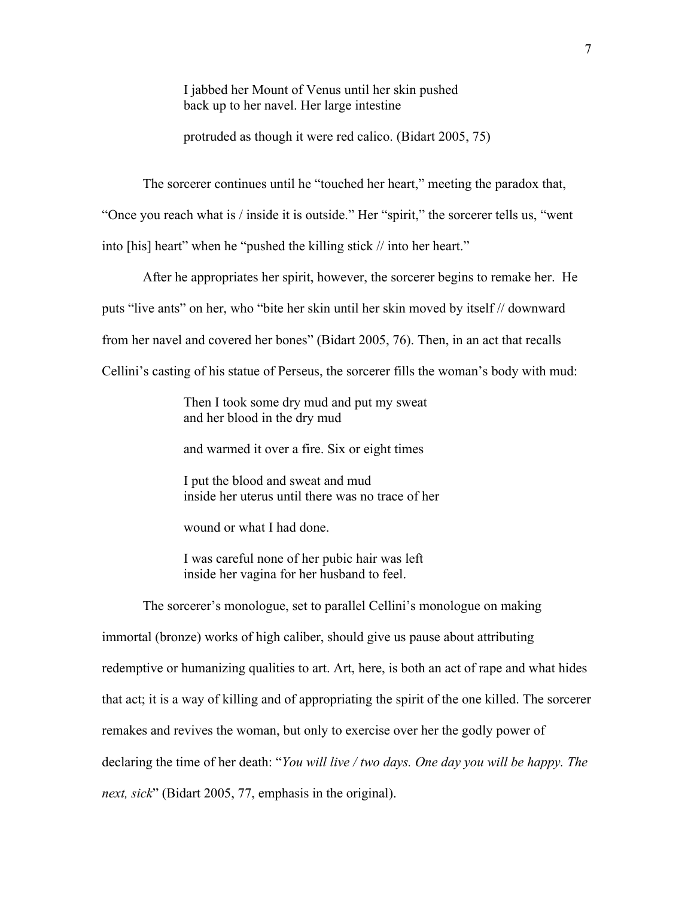> I jabbed her Mount of Venus until her skin pushed
> back up to her navel. Her large intestine
>
> protruded as though it were red calico. (Bidart 2005, 75)

The sorcerer continues until he "touched her heart," meeting the paradox that, "Once you reach what is / inside it is outside." Her "spirit," the sorcerer tells us, "went into [his] heart" when he "pushed the killing stick // into her heart."

After he appropriates her spirit, however, the sorcerer begins to remake her. He puts "live ants" on her, who "bite her skin until her skin moved by itself // downward from her navel and covered her bones" (Bidart 2005, 76). Then, in an act that recalls Cellini's casting of his statue of Perseus, the sorcerer fills the woman's body with mud:

> Then I took some dry mud and put my sweat
> and her blood in the dry mud
>
> and warmed it over a fire. Six or eight times
>
> I put the blood and sweat and mud
> inside her uterus until there was no trace of her
>
> wound or what I had done.
>
> I was careful none of her pubic hair was left
> inside her vagina for her husband to feel.

The sorcerer's monologue, set to parallel Cellini's monologue on making immortal (bronze) works of high caliber, should give us pause about attributing redemptive or humanizing qualities to art. Art, here, is both an act of rape and what hides that act; it is a way of killing and of appropriating the spirit of the one killed. The sorcerer remakes and revives the woman, but only to exercise over her the godly power of declaring the time of her death: "*You will live / two days. One day you will be happy. The next, sick*" (Bidart 2005, 77, emphasis in the original).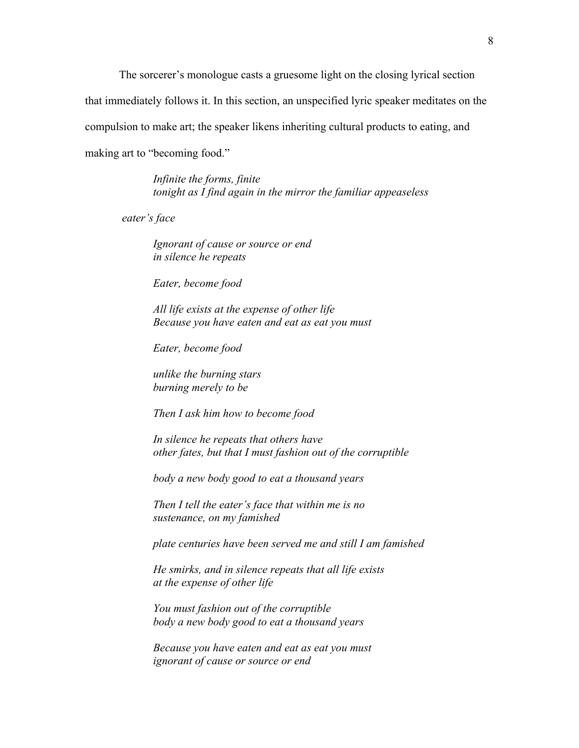The sorcerer's monologue casts a gruesome light on the closing lyrical section that immediately follows it. In this section, an unspecified lyric speaker meditates on the compulsion to make art; the speaker likens inheriting cultural products to eating, and making art to "becoming food."

> *Infinite the forms, finite*
> *tonight as I find again in the mirror the familiar appeaseless*
>
> *eater's face*
>
> *Ignorant of cause or source or end*
> *in silence he repeats*
>
> *Eater, become food*
>
> *All life exists at the expense of other life*
> *Because you have eaten and eat as eat you must*
>
> *Eater, become food*
>
> *unlike the burning stars*
> *burning merely to be*
>
> *Then I ask him how to become food*
>
> *In silence he repeats that others have*
> *other fates, but that I must fashion out of the corruptible*
>
> *body a new body good to eat a thousand years*
>
> *Then I tell the eater's face that within me is no*
> *sustenance, on my famished*
>
> *plate centuries have been served me and still I am famished*
>
> *He smirks, and in silence repeats that all life exists*
> *at the expense of other life*
>
> *You must fashion out of the corruptible*
> *body a new body good to eat a thousand years*
>
> *Because you have eaten and eat as eat you must*
> *ignorant of cause or source or end*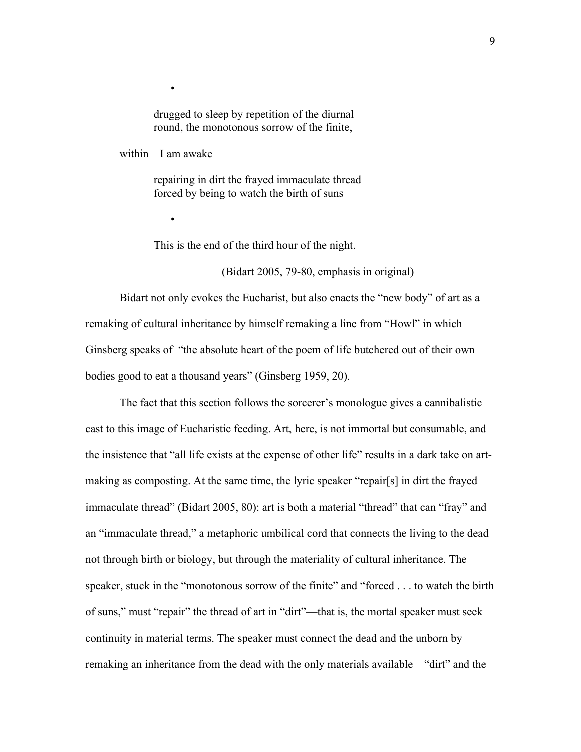•

drugged to sleep by repetition of the diurnal
round, the monotonous sorrow of the finite,

within   I am awake

repairing in dirt the frayed immaculate thread
forced by being to watch the birth of suns

•

This is the end of the third hour of the night.

(Bidart 2005, 79-80, emphasis in original)

Bidart not only evokes the Eucharist, but also enacts the "new body" of art as a remaking of cultural inheritance by himself remaking a line from "Howl" in which Ginsberg speaks of "the absolute heart of the poem of life butchered out of their own bodies good to eat a thousand years" (Ginsberg 1959, 20).

The fact that this section follows the sorcerer's monologue gives a cannibalistic cast to this image of Eucharistic feeding. Art, here, is not immortal but consumable, and the insistence that "all life exists at the expense of other life" results in a dark take on art-making as composting. At the same time, the lyric speaker "repair[s] in dirt the frayed immaculate thread" (Bidart 2005, 80): art is both a material "thread" that can "fray" and an "immaculate thread," a metaphoric umbilical cord that connects the living to the dead not through birth or biology, but through the materiality of cultural inheritance. The speaker, stuck in the "monotonous sorrow of the finite" and "forced . . . to watch the birth of suns," must "repair" the thread of art in "dirt"—that is, the mortal speaker must seek continuity in material terms. The speaker must connect the dead and the unborn by remaking an inheritance from the dead with the only materials available—"dirt" and the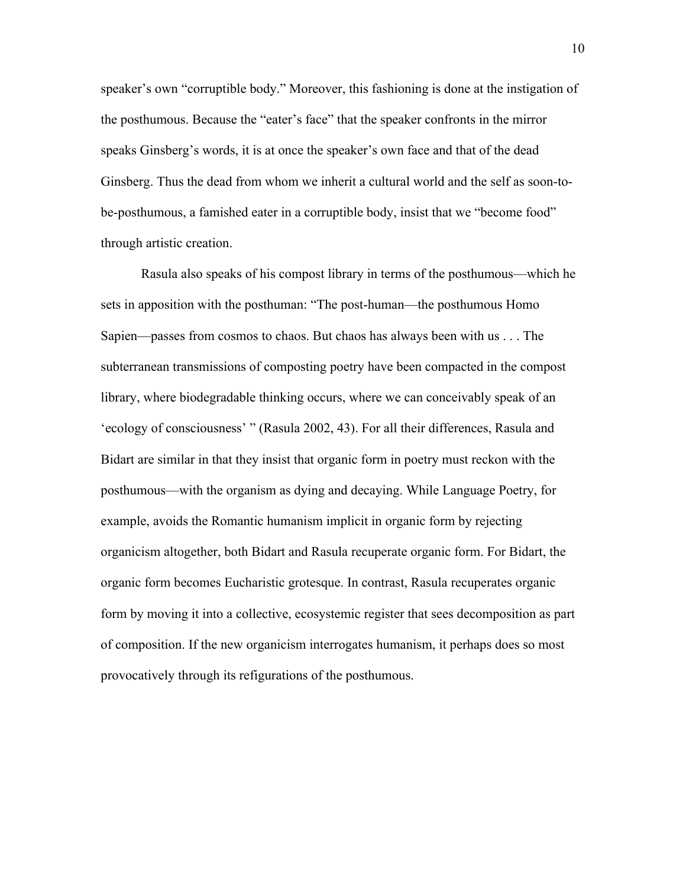speaker's own "corruptible body." Moreover, this fashioning is done at the instigation of the posthumous. Because the "eater's face" that the speaker confronts in the mirror speaks Ginsberg's words, it is at once the speaker's own face and that of the dead Ginsberg. Thus the dead from whom we inherit a cultural world and the self as soon-to-be-posthumous, a famished eater in a corruptible body, insist that we "become food" through artistic creation.

Rasula also speaks of his compost library in terms of the posthumous—which he sets in apposition with the posthuman: "The post-human—the posthumous Homo Sapien—passes from cosmos to chaos. But chaos has always been with us . . . The subterranean transmissions of composting poetry have been compacted in the compost library, where biodegradable thinking occurs, where we can conceivably speak of an 'ecology of consciousness' " (Rasula 2002, 43). For all their differences, Rasula and Bidart are similar in that they insist that organic form in poetry must reckon with the posthumous—with the organism as dying and decaying. While Language Poetry, for example, avoids the Romantic humanism implicit in organic form by rejecting organicism altogether, both Bidart and Rasula recuperate organic form. For Bidart, the organic form becomes Eucharistic grotesque. In contrast, Rasula recuperates organic form by moving it into a collective, ecosystemic register that sees decomposition as part of composition. If the new organicism interrogates humanism, it perhaps does so most provocatively through its refigurations of the posthumous.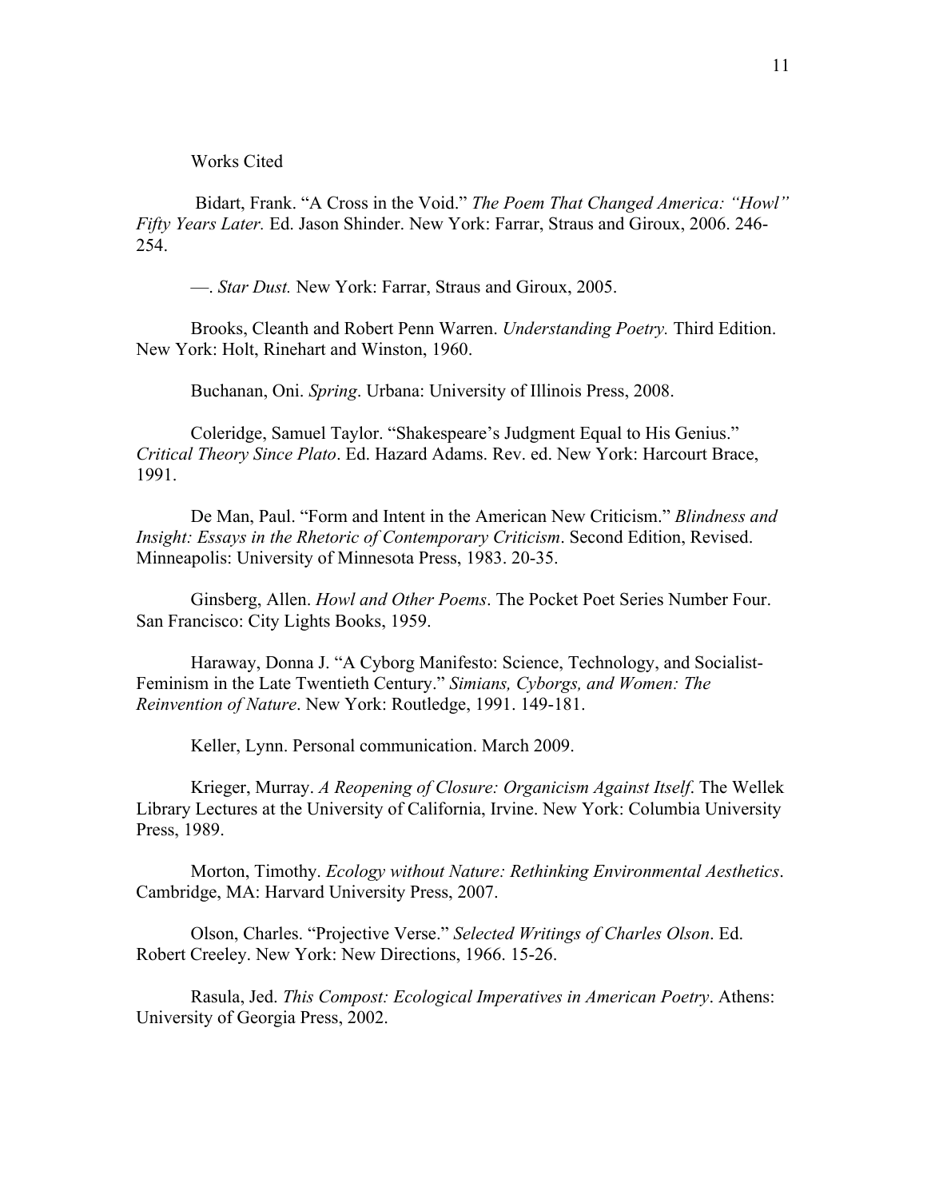## Works Cited

Bidart, Frank. "A Cross in the Void." *The Poem That Changed America: "Howl" Fifty Years Later.* Ed. Jason Shinder. New York: Farrar, Straus and Giroux, 2006. 246-254.

—. *Star Dust.* New York: Farrar, Straus and Giroux, 2005.

Brooks, Cleanth and Robert Penn Warren. *Understanding Poetry.* Third Edition. New York: Holt, Rinehart and Winston, 1960.

Buchanan, Oni. *Spring*. Urbana: University of Illinois Press, 2008.

Coleridge, Samuel Taylor. "Shakespeare's Judgment Equal to His Genius." *Critical Theory Since Plato*. Ed. Hazard Adams. Rev. ed. New York: Harcourt Brace, 1991.

De Man, Paul. "Form and Intent in the American New Criticism." *Blindness and Insight: Essays in the Rhetoric of Contemporary Criticism*. Second Edition, Revised. Minneapolis: University of Minnesota Press, 1983. 20-35.

Ginsberg, Allen. *Howl and Other Poems*. The Pocket Poet Series Number Four. San Francisco: City Lights Books, 1959.

Haraway, Donna J. "A Cyborg Manifesto: Science, Technology, and Socialist-Feminism in the Late Twentieth Century." *Simians, Cyborgs, and Women: The Reinvention of Nature*. New York: Routledge, 1991. 149-181.

Keller, Lynn. Personal communication. March 2009.

Krieger, Murray. *A Reopening of Closure: Organicism Against Itself*. The Wellek Library Lectures at the University of California, Irvine. New York: Columbia University Press, 1989.

Morton, Timothy. *Ecology without Nature: Rethinking Environmental Aesthetics*. Cambridge, MA: Harvard University Press, 2007.

Olson, Charles. "Projective Verse." *Selected Writings of Charles Olson*. Ed. Robert Creeley. New York: New Directions, 1966. 15-26.

Rasula, Jed. *This Compost: Ecological Imperatives in American Poetry*. Athens: University of Georgia Press, 2002.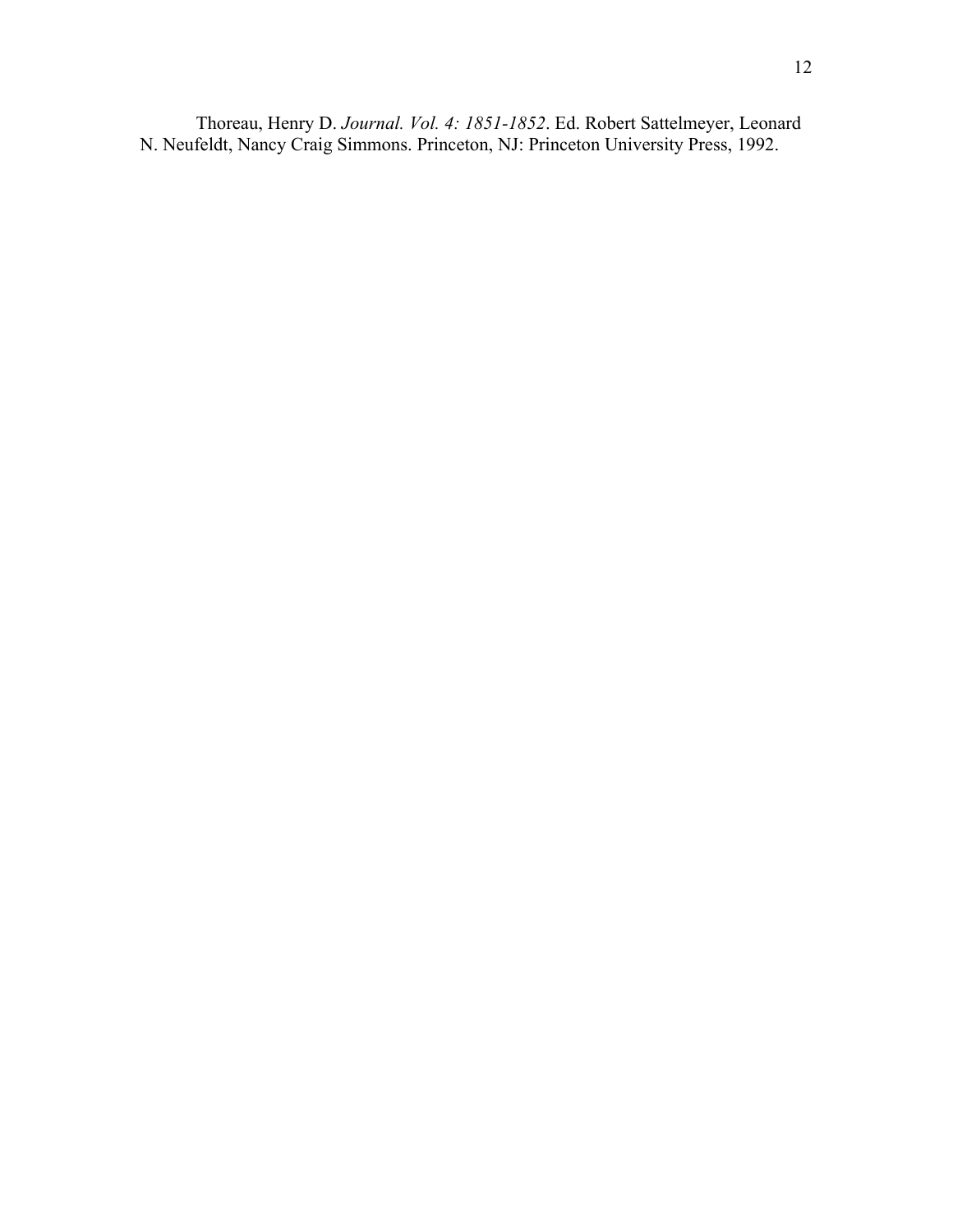Thoreau, Henry D. *Journal. Vol. 4: 1851-1852*. Ed. Robert Sattelmeyer, Leonard N. Neufeldt, Nancy Craig Simmons. Princeton, NJ: Princeton University Press, 1992.